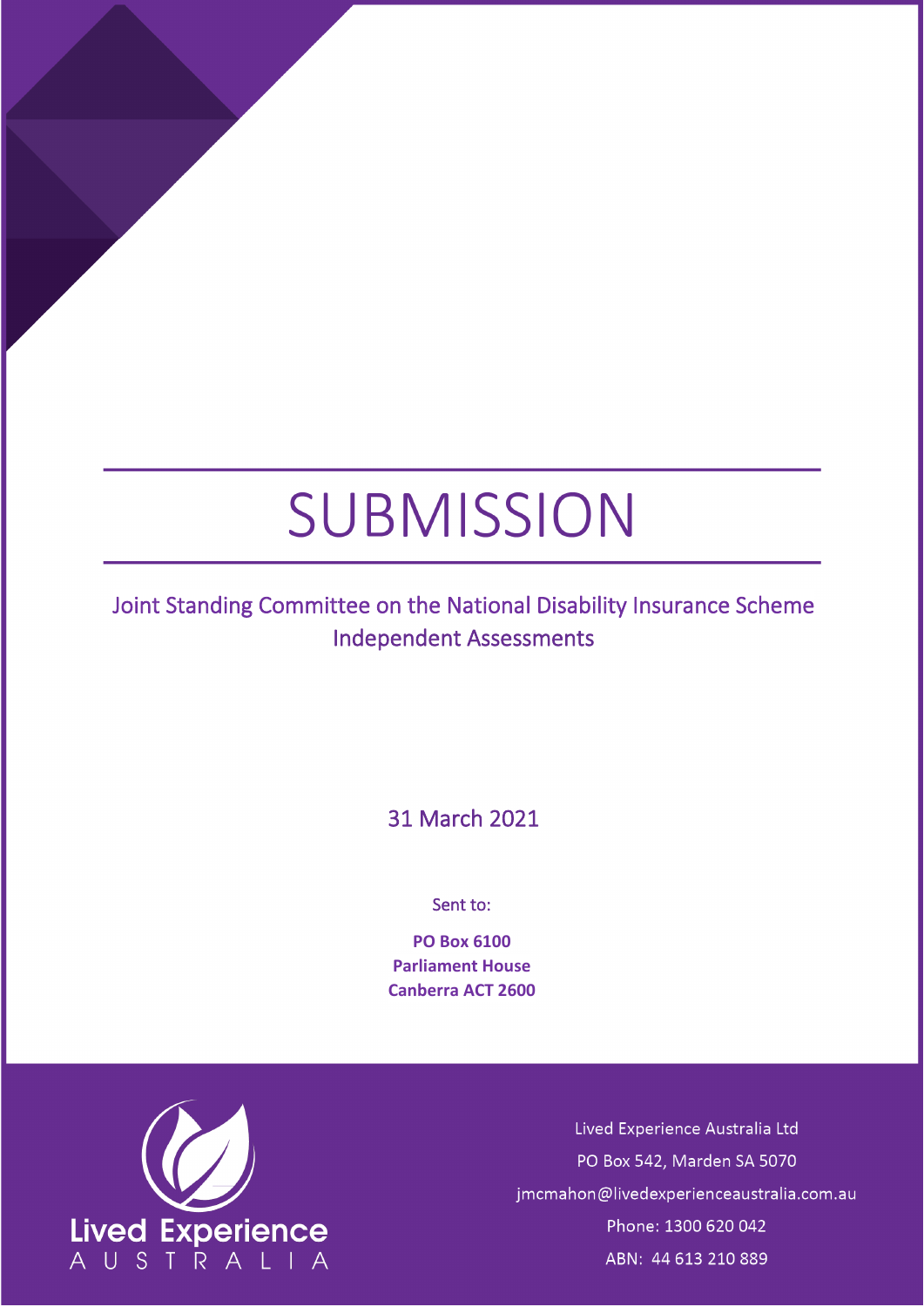# SUBMISSION

Joint Standing Committee on the National Disability Insurance Scheme Independent Assessments

31 March 2021

Sent to:

**PO Box 6100**
**Parliament House**
**Canberra ACT 2600**

Lived Experience Australia

Lived Experience Australia Ltd
PO Box 542, Marden SA 5070
jmcmahon@livedexperienceaustralia.com.au
Phone: 1300 620 042
ABN: 44 613 210 889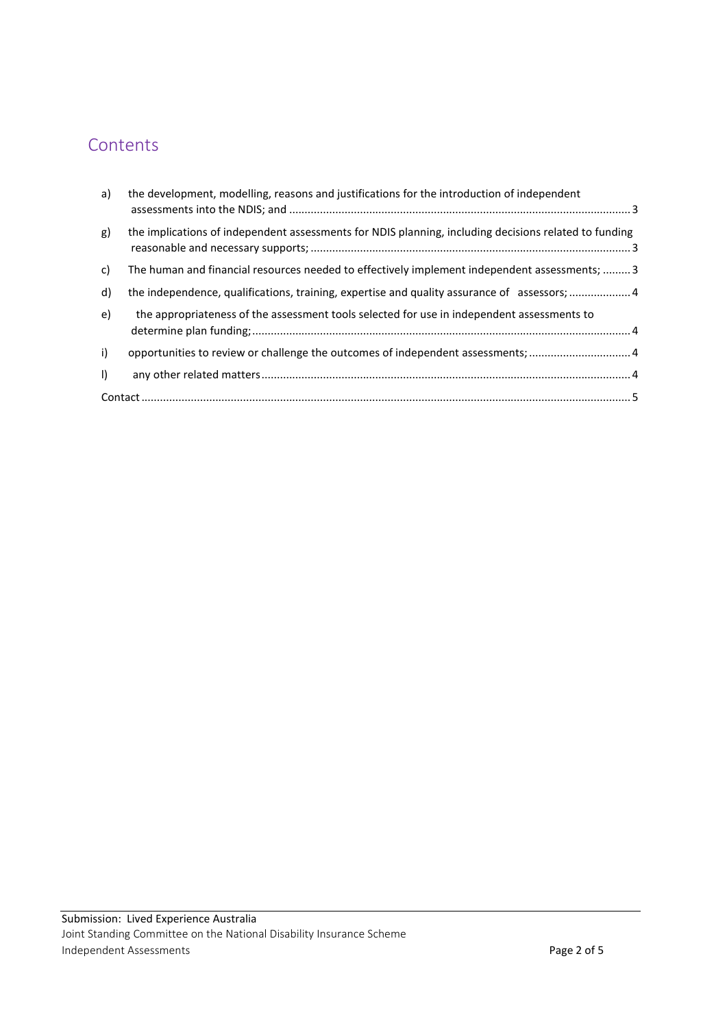## Contents

a) the development, modelling, reasons and justifications for the introduction of independent assessments into the NDIS; and ........ 3

g) the implications of independent assessments for NDIS planning, including decisions related to funding reasonable and necessary supports; ........ 3

c) The human and financial resources needed to effectively implement independent assessments; ........ 3

d) the independence, qualifications, training, expertise and quality assurance of assessors; ........ 4

e) the appropriateness of the assessment tools selected for use in independent assessments to determine plan funding; ........ 4

i) opportunities to review or challenge the outcomes of independent assessments; ........ 4

l) any other related matters ........ 4

Contact ........ 5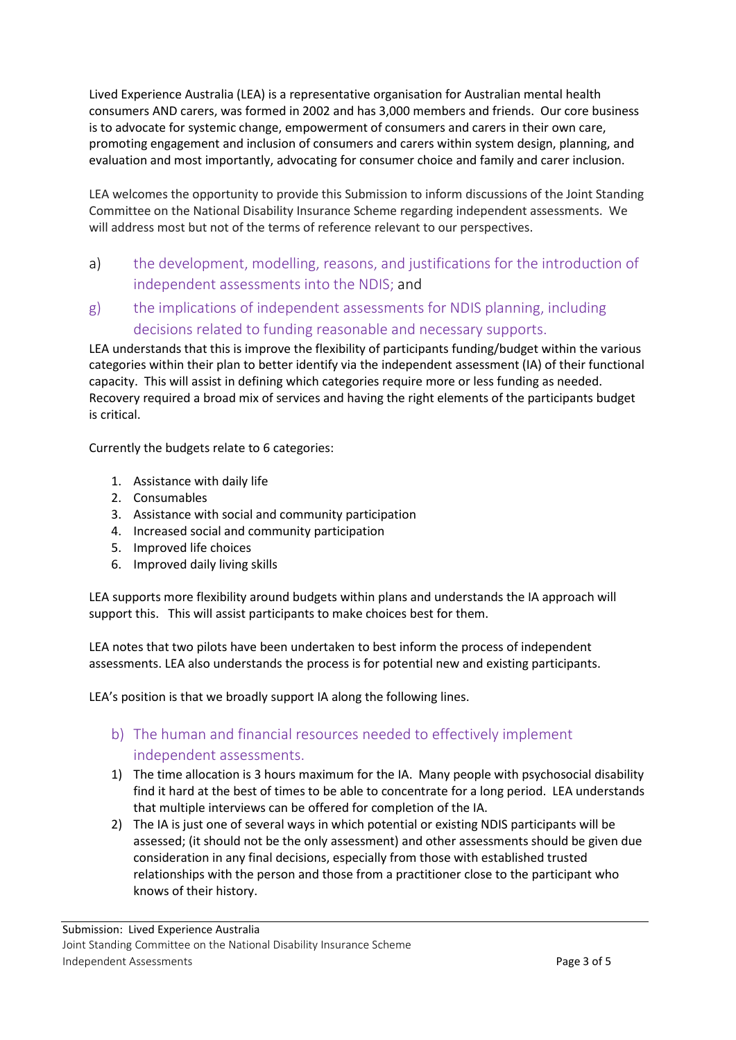Lived Experience Australia (LEA) is a representative organisation for Australian mental health consumers AND carers, was formed in 2002 and has 3,000 members and friends. Our core business is to advocate for systemic change, empowerment of consumers and carers in their own care, promoting engagement and inclusion of consumers and carers within system design, planning, and evaluation and most importantly, advocating for consumer choice and family and carer inclusion.

LEA welcomes the opportunity to provide this Submission to inform discussions of the Joint Standing Committee on the National Disability Insurance Scheme regarding independent assessments. We will address most but not of the terms of reference relevant to our perspectives.

## a) the development, modelling, reasons, and justifications for the introduction of independent assessments into the NDIS; and

## g) the implications of independent assessments for NDIS planning, including decisions related to funding reasonable and necessary supports.

LEA understands that this is improve the flexibility of participants funding/budget within the various categories within their plan to better identify via the independent assessment (IA) of their functional capacity. This will assist in defining which categories require more or less funding as needed. Recovery required a broad mix of services and having the right elements of the participants budget is critical.

Currently the budgets relate to 6 categories:

1. Assistance with daily life
2. Consumables
3. Assistance with social and community participation
4. Increased social and community participation
5. Improved life choices
6. Improved daily living skills

LEA supports more flexibility around budgets within plans and understands the IA approach will support this. This will assist participants to make choices best for them.

LEA notes that two pilots have been undertaken to best inform the process of independent assessments. LEA also understands the process is for potential new and existing participants.

LEA's position is that we broadly support IA along the following lines.

## b) The human and financial resources needed to effectively implement independent assessments.

1) The time allocation is 3 hours maximum for the IA. Many people with psychosocial disability find it hard at the best of times to be able to concentrate for a long period. LEA understands that multiple interviews can be offered for completion of the IA.
2) The IA is just one of several ways in which potential or existing NDIS participants will be assessed; (it should not be the only assessment) and other assessments should be given due consideration in any final decisions, especially from those with established trusted relationships with the person and those from a practitioner close to the participant who knows of their history.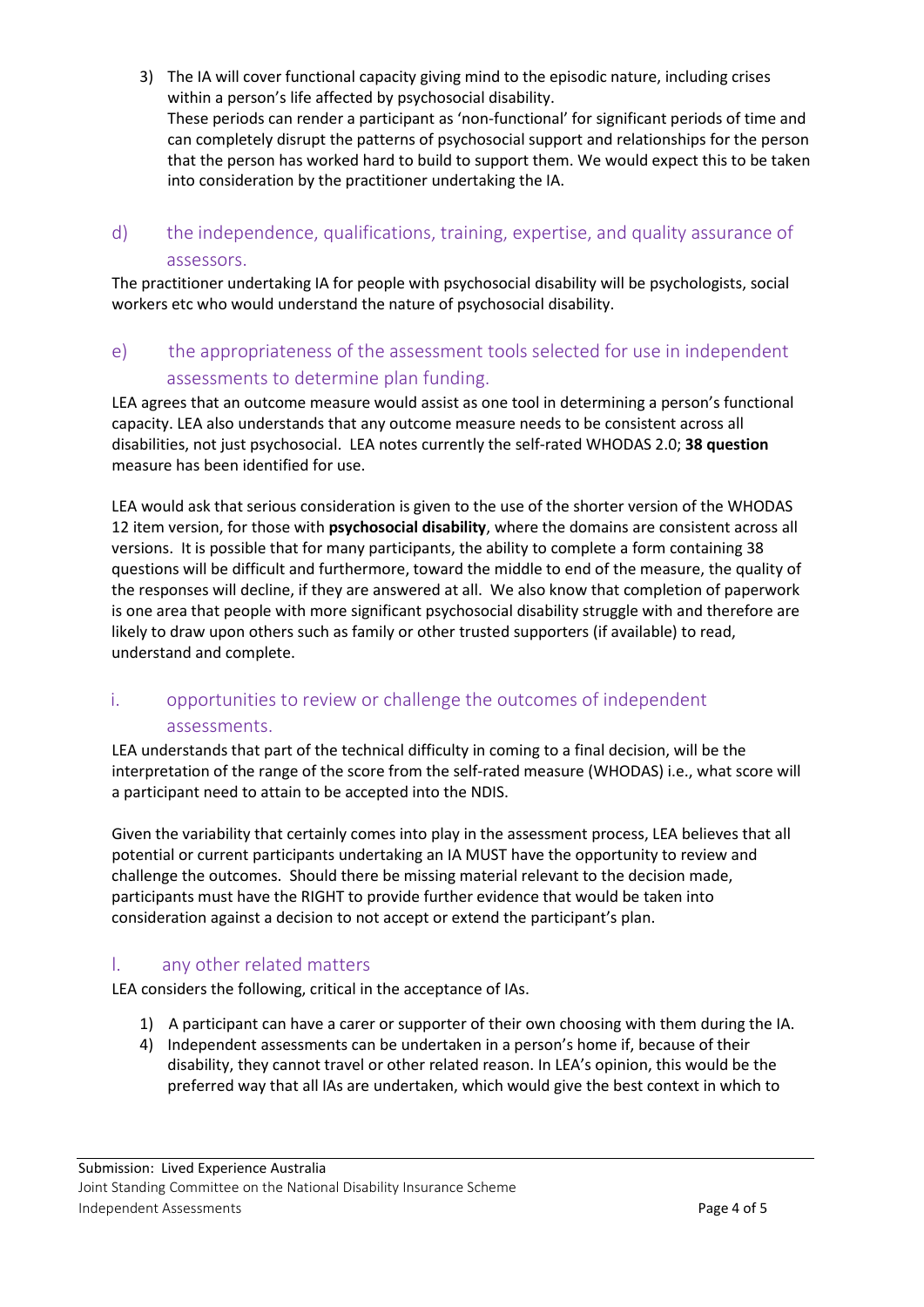3) The IA will cover functional capacity giving mind to the episodic nature, including crises within a person's life affected by psychosocial disability.
   These periods can render a participant as 'non-functional' for significant periods of time and can completely disrupt the patterns of psychosocial support and relationships for the person that the person has worked hard to build to support them. We would expect this to be taken into consideration by the practitioner undertaking the IA.

## d) the independence, qualifications, training, expertise, and quality assurance of assessors.

The practitioner undertaking IA for people with psychosocial disability will be psychologists, social workers etc who would understand the nature of psychosocial disability.

## e) the appropriateness of the assessment tools selected for use in independent assessments to determine plan funding.

LEA agrees that an outcome measure would assist as one tool in determining a person's functional capacity. LEA also understands that any outcome measure needs to be consistent across all disabilities, not just psychosocial. LEA notes currently the self-rated WHODAS 2.0; **38 question** measure has been identified for use.

LEA would ask that serious consideration is given to the use of the shorter version of the WHODAS 12 item version, for those with **psychosocial disability**, where the domains are consistent across all versions. It is possible that for many participants, the ability to complete a form containing 38 questions will be difficult and furthermore, toward the middle to end of the measure, the quality of the responses will decline, if they are answered at all. We also know that completion of paperwork is one area that people with more significant psychosocial disability struggle with and therefore are likely to draw upon others such as family or other trusted supporters (if available) to read, understand and complete.

## i. opportunities to review or challenge the outcomes of independent assessments.

LEA understands that part of the technical difficulty in coming to a final decision, will be the interpretation of the range of the score from the self-rated measure (WHODAS) i.e., what score will a participant need to attain to be accepted into the NDIS.

Given the variability that certainly comes into play in the assessment process, LEA believes that all potential or current participants undertaking an IA MUST have the opportunity to review and challenge the outcomes. Should there be missing material relevant to the decision made, participants must have the RIGHT to provide further evidence that would be taken into consideration against a decision to not accept or extend the participant's plan.

## l. any other related matters

LEA considers the following, critical in the acceptance of IAs.

1) A participant can have a carer or supporter of their own choosing with them during the IA.
4) Independent assessments can be undertaken in a person's home if, because of their disability, they cannot travel or other related reason. In LEA's opinion, this would be the preferred way that all IAs are undertaken, which would give the best context in which to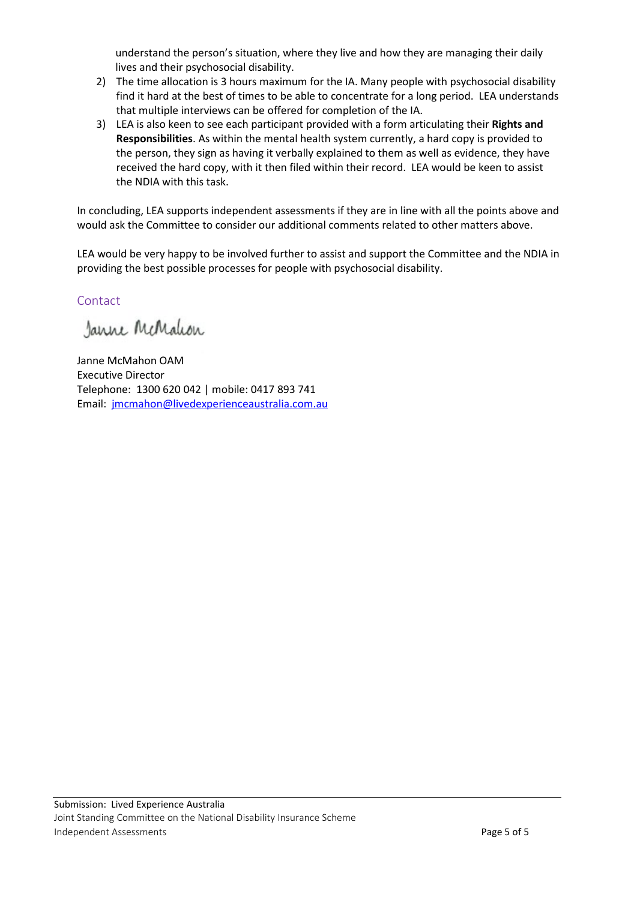understand the person's situation, where they live and how they are managing their daily lives and their psychosocial disability.

2) The time allocation is 3 hours maximum for the IA. Many people with psychosocial disability find it hard at the best of times to be able to concentrate for a long period. LEA understands that multiple interviews can be offered for completion of the IA.
3) LEA is also keen to see each participant provided with a form articulating their **Rights and Responsibilities**. As within the mental health system currently, a hard copy is provided to the person, they sign as having it verbally explained to them as well as evidence, they have received the hard copy, with it then filed within their record. LEA would be keen to assist the NDIA with this task.

In concluding, LEA supports independent assessments if they are in line with all the points above and would ask the Committee to consider our additional comments related to other matters above.

LEA would be very happy to be involved further to assist and support the Committee and the NDIA in providing the best possible processes for people with psychosocial disability.

## Contact

Janne McMahon

Janne McMahon OAM
Executive Director
Telephone: 1300 620 042 | mobile: 0417 893 741
Email: jmcmahon@livedexperienceaustralia.com.au